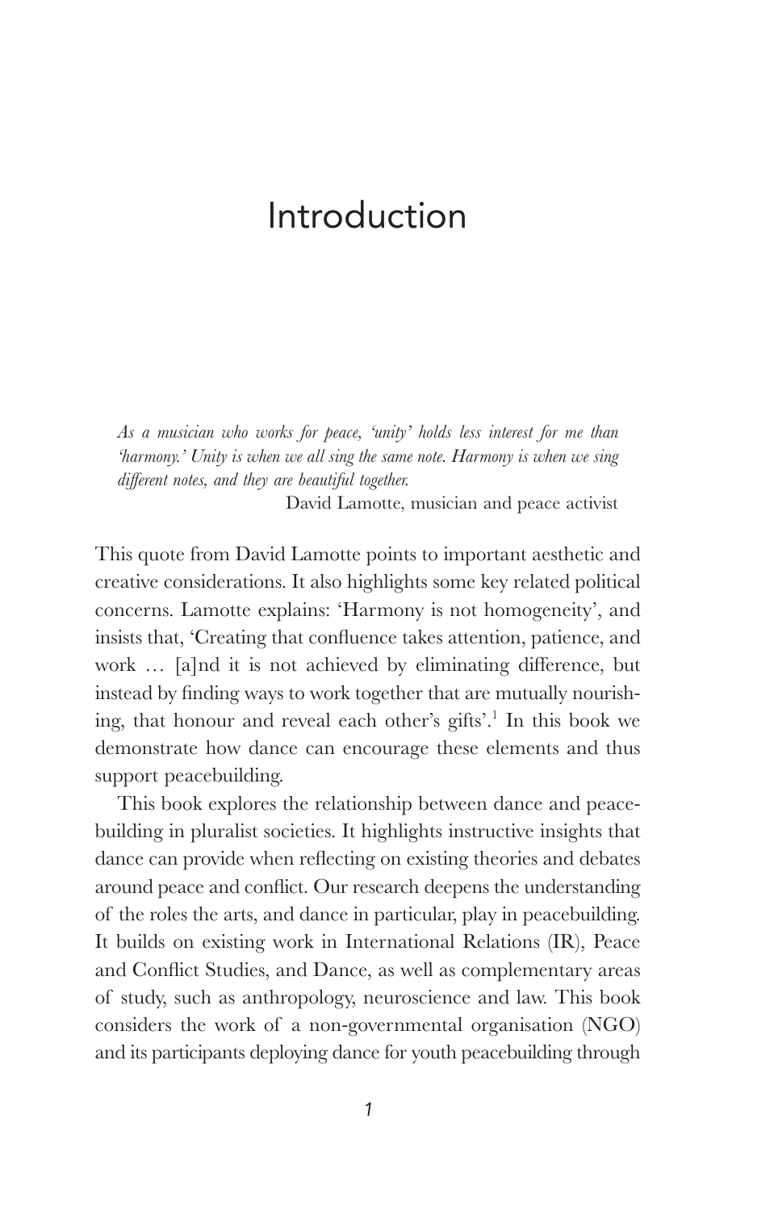# Introduction

> *As a musician who works for peace, 'unity' holds less interest for me than 'harmony.' Unity is when we all sing the same note. Harmony is when we sing different notes, and they are beautiful together.*
>
> David Lamotte, musician and peace activist

This quote from David Lamotte points to important aesthetic and creative considerations. It also highlights some key related political concerns. Lamotte explains: 'Harmony is not homogeneity', and insists that, 'Creating that confluence takes attention, patience, and work … [a]nd it is not achieved by eliminating difference, but instead by finding ways to work together that are mutually nourishing, that honour and reveal each other's gifts'.[1] In this book we demonstrate how dance can encourage these elements and thus support peacebuilding.

This book explores the relationship between dance and peacebuilding in pluralist societies. It highlights instructive insights that dance can provide when reflecting on existing theories and debates around peace and conflict. Our research deepens the understanding of the roles the arts, and dance in particular, play in peacebuilding. It builds on existing work in International Relations (IR), Peace and Conflict Studies, and Dance, as well as complementary areas of study, such as anthropology, neuroscience and law. This book considers the work of a non-governmental organisation (NGO) and its participants deploying dance for youth peacebuilding through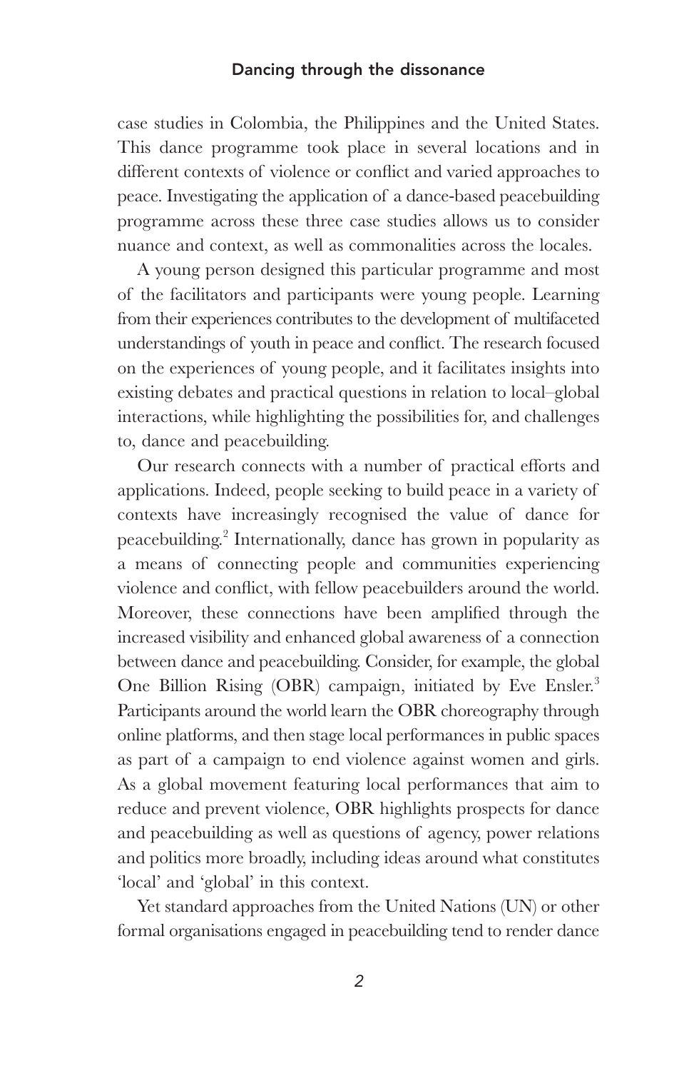case studies in Colombia, the Philippines and the United States. This dance programme took place in several locations and in different contexts of violence or conflict and varied approaches to peace. Investigating the application of a dance-based peacebuilding programme across these three case studies allows us to consider nuance and context, as well as commonalities across the locales.

A young person designed this particular programme and most of the facilitators and participants were young people. Learning from their experiences contributes to the development of multifaceted understandings of youth in peace and conflict. The research focused on the experiences of young people, and it facilitates insights into existing debates and practical questions in relation to local–global interactions, while highlighting the possibilities for, and challenges to, dance and peacebuilding.

Our research connects with a number of practical efforts and applications. Indeed, people seeking to build peace in a variety of contexts have increasingly recognised the value of dance for peacebuilding.[2] Internationally, dance has grown in popularity as a means of connecting people and communities experiencing violence and conflict, with fellow peacebuilders around the world. Moreover, these connections have been amplified through the increased visibility and enhanced global awareness of a connection between dance and peacebuilding. Consider, for example, the global One Billion Rising (OBR) campaign, initiated by Eve Ensler.[3] Participants around the world learn the OBR choreography through online platforms, and then stage local performances in public spaces as part of a campaign to end violence against women and girls. As a global movement featuring local performances that aim to reduce and prevent violence, OBR highlights prospects for dance and peacebuilding as well as questions of agency, power relations and politics more broadly, including ideas around what constitutes 'local' and 'global' in this context.

Yet standard approaches from the United Nations (UN) or other formal organisations engaged in peacebuilding tend to render dance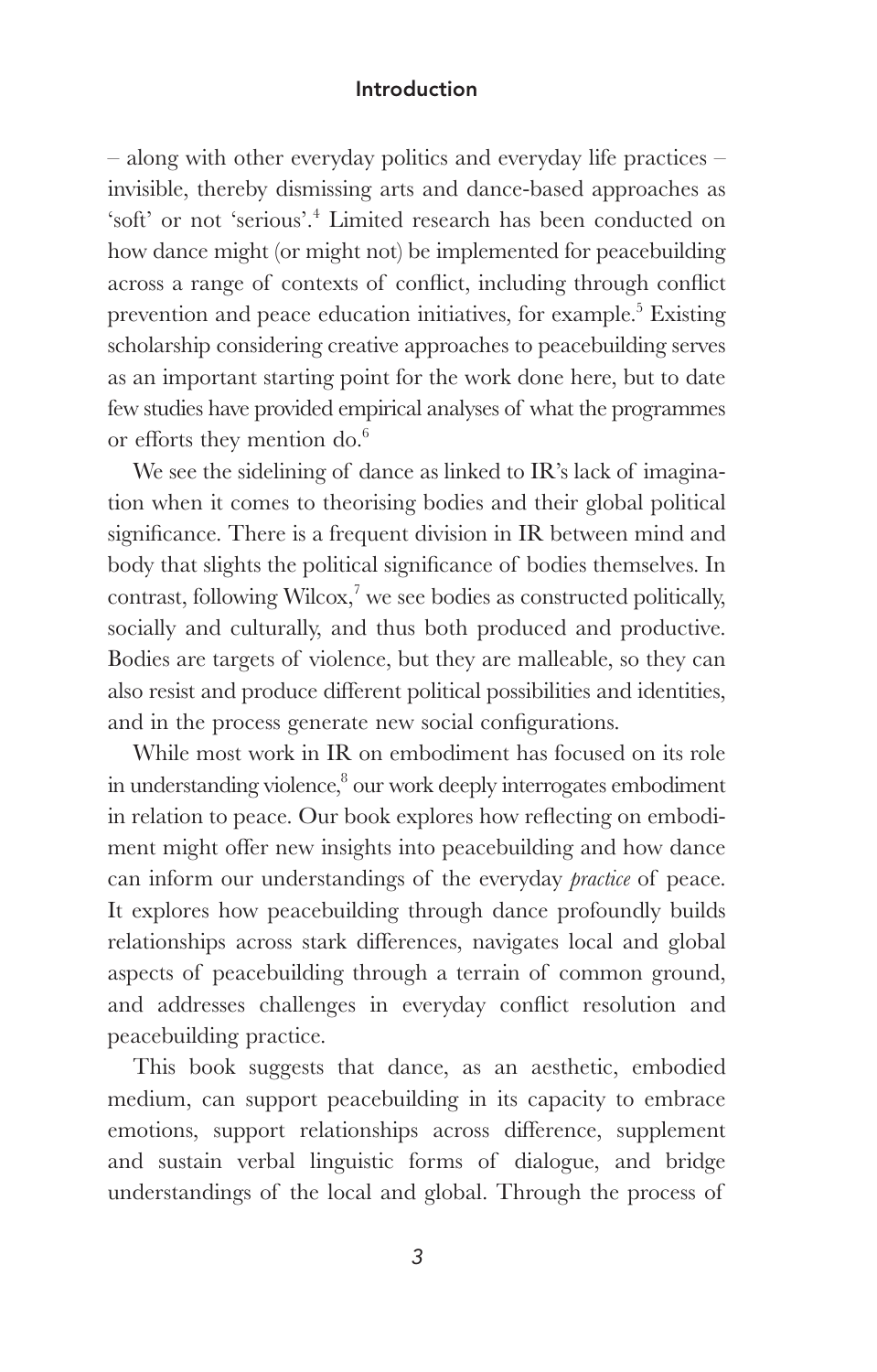– along with other everyday politics and everyday life practices – invisible, thereby dismissing arts and dance-based approaches as 'soft' or not 'serious'.[4] Limited research has been conducted on how dance might (or might not) be implemented for peacebuilding across a range of contexts of conflict, including through conflict prevention and peace education initiatives, for example.[5] Existing scholarship considering creative approaches to peacebuilding serves as an important starting point for the work done here, but to date few studies have provided empirical analyses of what the programmes or efforts they mention do.[6]

We see the sidelining of dance as linked to IR's lack of imagination when it comes to theorising bodies and their global political significance. There is a frequent division in IR between mind and body that slights the political significance of bodies themselves. In contrast, following Wilcox,[7] we see bodies as constructed politically, socially and culturally, and thus both produced and productive. Bodies are targets of violence, but they are malleable, so they can also resist and produce different political possibilities and identities, and in the process generate new social configurations.

While most work in IR on embodiment has focused on its role in understanding violence,[8] our work deeply interrogates embodiment in relation to peace. Our book explores how reflecting on embodiment might offer new insights into peacebuilding and how dance can inform our understandings of the everyday *practice* of peace. It explores how peacebuilding through dance profoundly builds relationships across stark differences, navigates local and global aspects of peacebuilding through a terrain of common ground, and addresses challenges in everyday conflict resolution and peacebuilding practice.

This book suggests that dance, as an aesthetic, embodied medium, can support peacebuilding in its capacity to embrace emotions, support relationships across difference, supplement and sustain verbal linguistic forms of dialogue, and bridge understandings of the local and global. Through the process of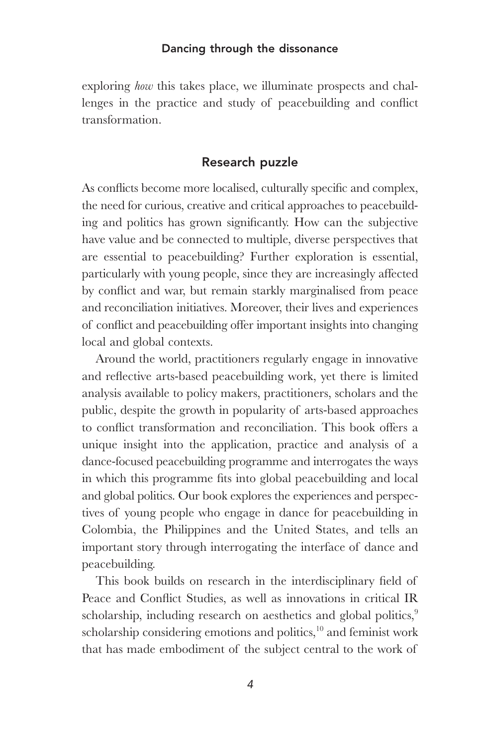exploring *how* this takes place, we illuminate prospects and challenges in the practice and study of peacebuilding and conflict transformation.

## Research puzzle

As conflicts become more localised, culturally specific and complex, the need for curious, creative and critical approaches to peacebuilding and politics has grown significantly. How can the subjective have value and be connected to multiple, diverse perspectives that are essential to peacebuilding? Further exploration is essential, particularly with young people, since they are increasingly affected by conflict and war, but remain starkly marginalised from peace and reconciliation initiatives. Moreover, their lives and experiences of conflict and peacebuilding offer important insights into changing local and global contexts.

Around the world, practitioners regularly engage in innovative and reflective arts-based peacebuilding work, yet there is limited analysis available to policy makers, practitioners, scholars and the public, despite the growth in popularity of arts-based approaches to conflict transformation and reconciliation. This book offers a unique insight into the application, practice and analysis of a dance-focused peacebuilding programme and interrogates the ways in which this programme fits into global peacebuilding and local and global politics. Our book explores the experiences and perspectives of young people who engage in dance for peacebuilding in Colombia, the Philippines and the United States, and tells an important story through interrogating the interface of dance and peacebuilding.

This book builds on research in the interdisciplinary field of Peace and Conflict Studies, as well as innovations in critical IR scholarship, including research on aesthetics and global politics,[9] scholarship considering emotions and politics,[10] and feminist work that has made embodiment of the subject central to the work of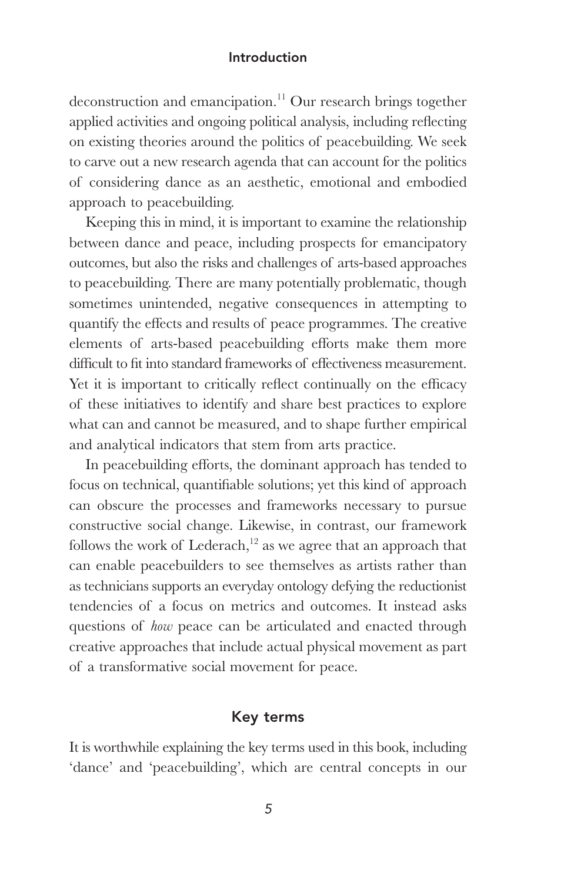deconstruction and emancipation.[11] Our research brings together applied activities and ongoing political analysis, including reflecting on existing theories around the politics of peacebuilding. We seek to carve out a new research agenda that can account for the politics of considering dance as an aesthetic, emotional and embodied approach to peacebuilding.

Keeping this in mind, it is important to examine the relationship between dance and peace, including prospects for emancipatory outcomes, but also the risks and challenges of arts-based approaches to peacebuilding. There are many potentially problematic, though sometimes unintended, negative consequences in attempting to quantify the effects and results of peace programmes. The creative elements of arts-based peacebuilding efforts make them more difficult to fit into standard frameworks of effectiveness measurement. Yet it is important to critically reflect continually on the efficacy of these initiatives to identify and share best practices to explore what can and cannot be measured, and to shape further empirical and analytical indicators that stem from arts practice.

In peacebuilding efforts, the dominant approach has tended to focus on technical, quantifiable solutions; yet this kind of approach can obscure the processes and frameworks necessary to pursue constructive social change. Likewise, in contrast, our framework follows the work of Lederach,[12] as we agree that an approach that can enable peacebuilders to see themselves as artists rather than as technicians supports an everyday ontology defying the reductionist tendencies of a focus on metrics and outcomes. It instead asks questions of *how* peace can be articulated and enacted through creative approaches that include actual physical movement as part of a transformative social movement for peace.

## Key terms

It is worthwhile explaining the key terms used in this book, including 'dance' and 'peacebuilding', which are central concepts in our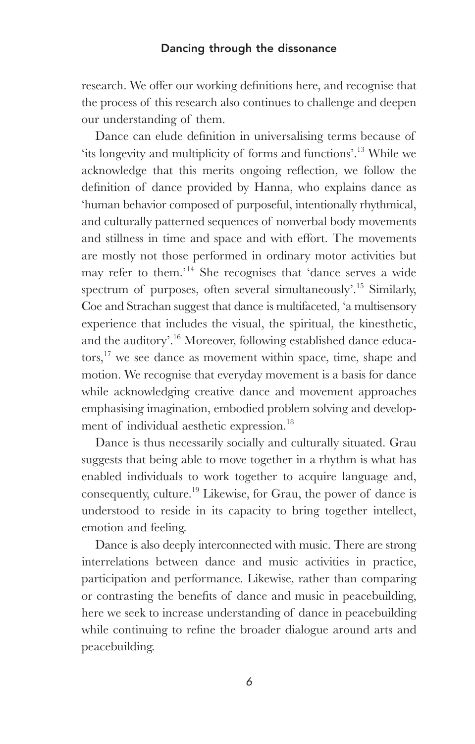research. We offer our working definitions here, and recognise that the process of this research also continues to challenge and deepen our understanding of them.

Dance can elude definition in universalising terms because of 'its longevity and multiplicity of forms and functions'.[13] While we acknowledge that this merits ongoing reflection, we follow the definition of dance provided by Hanna, who explains dance as 'human behavior composed of purposeful, intentionally rhythmical, and culturally patterned sequences of nonverbal body movements and stillness in time and space and with effort. The movements are mostly not those performed in ordinary motor activities but may refer to them.'[14] She recognises that 'dance serves a wide spectrum of purposes, often several simultaneously'.[15] Similarly, Coe and Strachan suggest that dance is multifaceted, 'a multisensory experience that includes the visual, the spiritual, the kinesthetic, and the auditory'.[16] Moreover, following established dance educators,[17] we see dance as movement within space, time, shape and motion. We recognise that everyday movement is a basis for dance while acknowledging creative dance and movement approaches emphasising imagination, embodied problem solving and development of individual aesthetic expression.[18]

Dance is thus necessarily socially and culturally situated. Grau suggests that being able to move together in a rhythm is what has enabled individuals to work together to acquire language and, consequently, culture.[19] Likewise, for Grau, the power of dance is understood to reside in its capacity to bring together intellect, emotion and feeling.

Dance is also deeply interconnected with music. There are strong interrelations between dance and music activities in practice, participation and performance. Likewise, rather than comparing or contrasting the benefits of dance and music in peacebuilding, here we seek to increase understanding of dance in peacebuilding while continuing to refine the broader dialogue around arts and peacebuilding.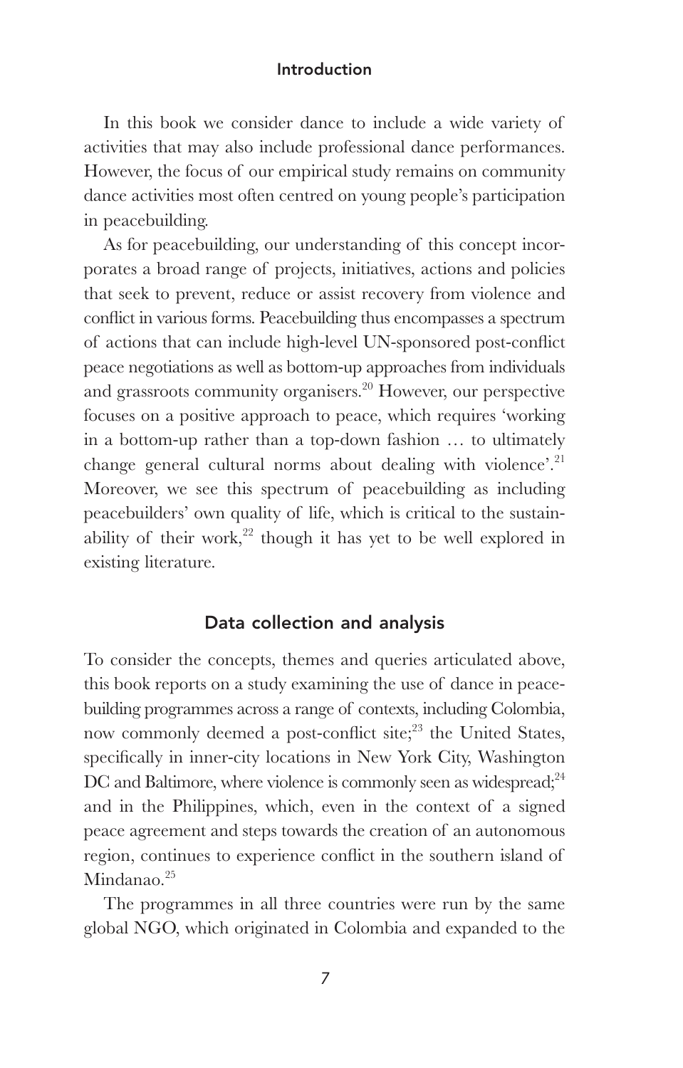In this book we consider dance to include a wide variety of activities that may also include professional dance performances. However, the focus of our empirical study remains on community dance activities most often centred on young people's participation in peacebuilding.

As for peacebuilding, our understanding of this concept incorporates a broad range of projects, initiatives, actions and policies that seek to prevent, reduce or assist recovery from violence and conflict in various forms. Peacebuilding thus encompasses a spectrum of actions that can include high-level UN-sponsored post-conflict peace negotiations as well as bottom-up approaches from individuals and grassroots community organisers.[20] However, our perspective focuses on a positive approach to peace, which requires 'working in a bottom-up rather than a top-down fashion … to ultimately change general cultural norms about dealing with violence'.[21] Moreover, we see this spectrum of peacebuilding as including peacebuilders' own quality of life, which is critical to the sustainability of their work,[22] though it has yet to be well explored in existing literature.

## Data collection and analysis

To consider the concepts, themes and queries articulated above, this book reports on a study examining the use of dance in peacebuilding programmes across a range of contexts, including Colombia, now commonly deemed a post-conflict site;[23] the United States, specifically in inner-city locations in New York City, Washington DC and Baltimore, where violence is commonly seen as widespread;[24] and in the Philippines, which, even in the context of a signed peace agreement and steps towards the creation of an autonomous region, continues to experience conflict in the southern island of Mindanao.[25]

The programmes in all three countries were run by the same global NGO, which originated in Colombia and expanded to the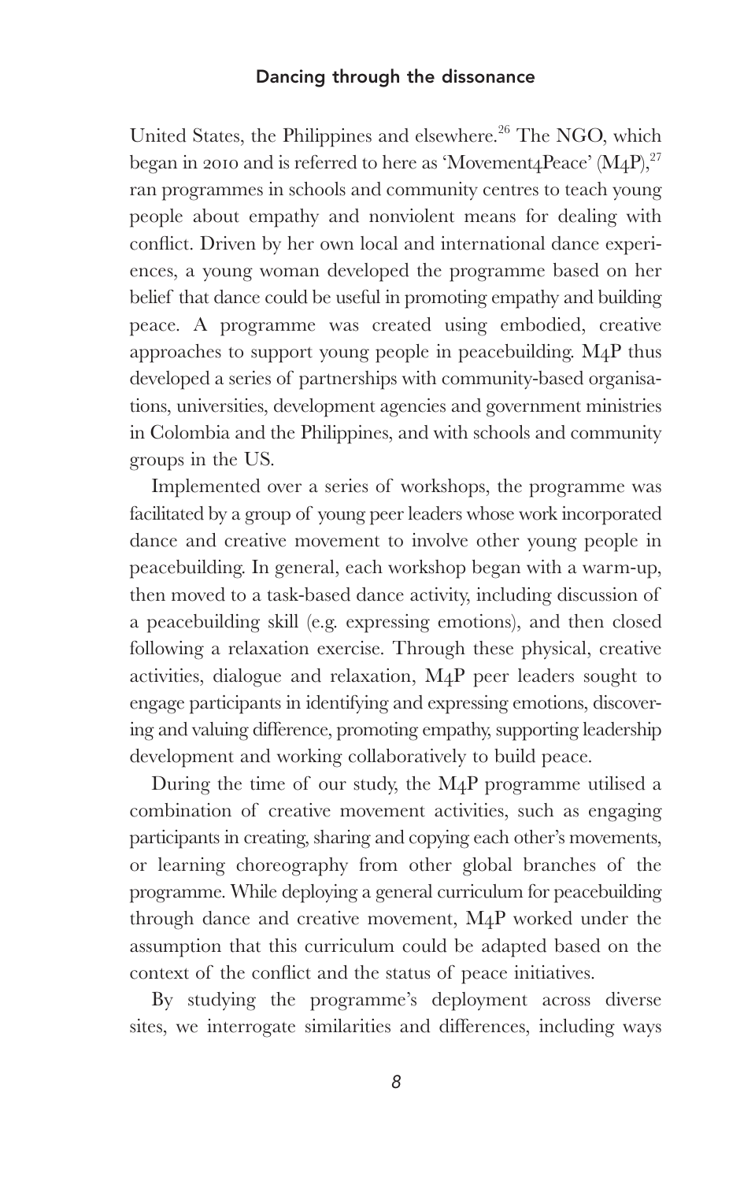United States, the Philippines and elsewhere.[26] The NGO, which began in 2010 and is referred to here as 'Movement4Peace' (M4P),[27] ran programmes in schools and community centres to teach young people about empathy and nonviolent means for dealing with conflict. Driven by her own local and international dance experiences, a young woman developed the programme based on her belief that dance could be useful in promoting empathy and building peace. A programme was created using embodied, creative approaches to support young people in peacebuilding. M4P thus developed a series of partnerships with community-based organisations, universities, development agencies and government ministries in Colombia and the Philippines, and with schools and community groups in the US.

Implemented over a series of workshops, the programme was facilitated by a group of young peer leaders whose work incorporated dance and creative movement to involve other young people in peacebuilding. In general, each workshop began with a warm-up, then moved to a task-based dance activity, including discussion of a peacebuilding skill (e.g. expressing emotions), and then closed following a relaxation exercise. Through these physical, creative activities, dialogue and relaxation, M4P peer leaders sought to engage participants in identifying and expressing emotions, discovering and valuing difference, promoting empathy, supporting leadership development and working collaboratively to build peace.

During the time of our study, the M4P programme utilised a combination of creative movement activities, such as engaging participants in creating, sharing and copying each other's movements, or learning choreography from other global branches of the programme. While deploying a general curriculum for peacebuilding through dance and creative movement, M4P worked under the assumption that this curriculum could be adapted based on the context of the conflict and the status of peace initiatives.

By studying the programme's deployment across diverse sites, we interrogate similarities and differences, including ways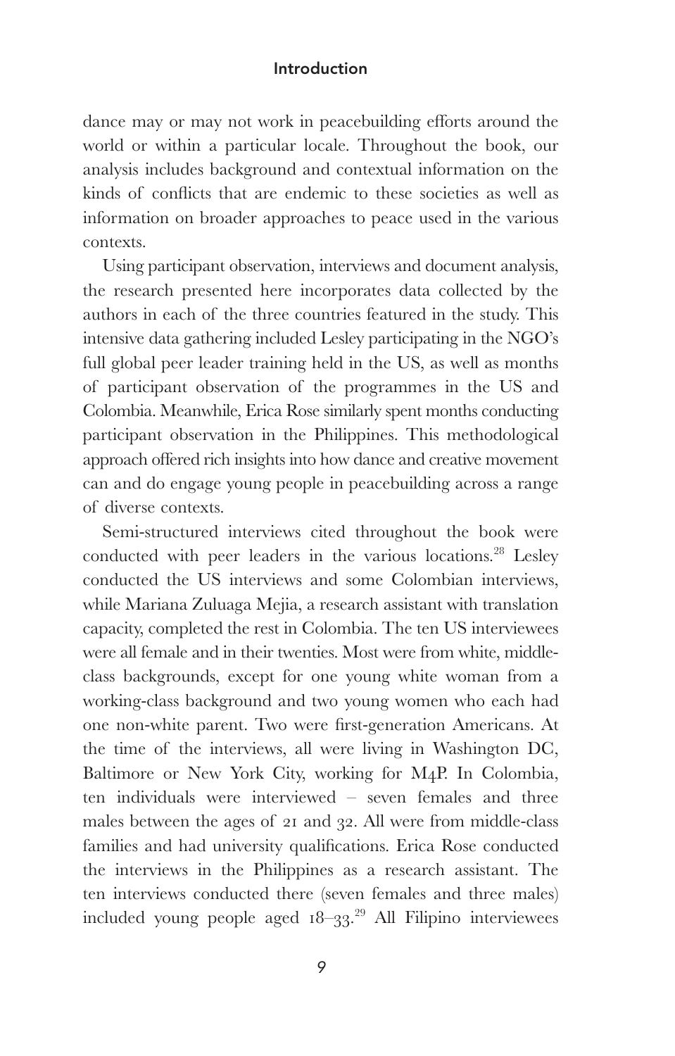dance may or may not work in peacebuilding efforts around the world or within a particular locale. Throughout the book, our analysis includes background and contextual information on the kinds of conflicts that are endemic to these societies as well as information on broader approaches to peace used in the various contexts.

Using participant observation, interviews and document analysis, the research presented here incorporates data collected by the authors in each of the three countries featured in the study. This intensive data gathering included Lesley participating in the NGO's full global peer leader training held in the US, as well as months of participant observation of the programmes in the US and Colombia. Meanwhile, Erica Rose similarly spent months conducting participant observation in the Philippines. This methodological approach offered rich insights into how dance and creative movement can and do engage young people in peacebuilding across a range of diverse contexts.

Semi-structured interviews cited throughout the book were conducted with peer leaders in the various locations.[28] Lesley conducted the US interviews and some Colombian interviews, while Mariana Zuluaga Mejia, a research assistant with translation capacity, completed the rest in Colombia. The ten US interviewees were all female and in their twenties. Most were from white, middle-class backgrounds, except for one young white woman from a working-class background and two young women who each had one non-white parent. Two were first-generation Americans. At the time of the interviews, all were living in Washington DC, Baltimore or New York City, working for M4P. In Colombia, ten individuals were interviewed – seven females and three males between the ages of 21 and 32. All were from middle-class families and had university qualifications. Erica Rose conducted the interviews in the Philippines as a research assistant. The ten interviews conducted there (seven females and three males) included young people aged 18–33.[29] All Filipino interviewees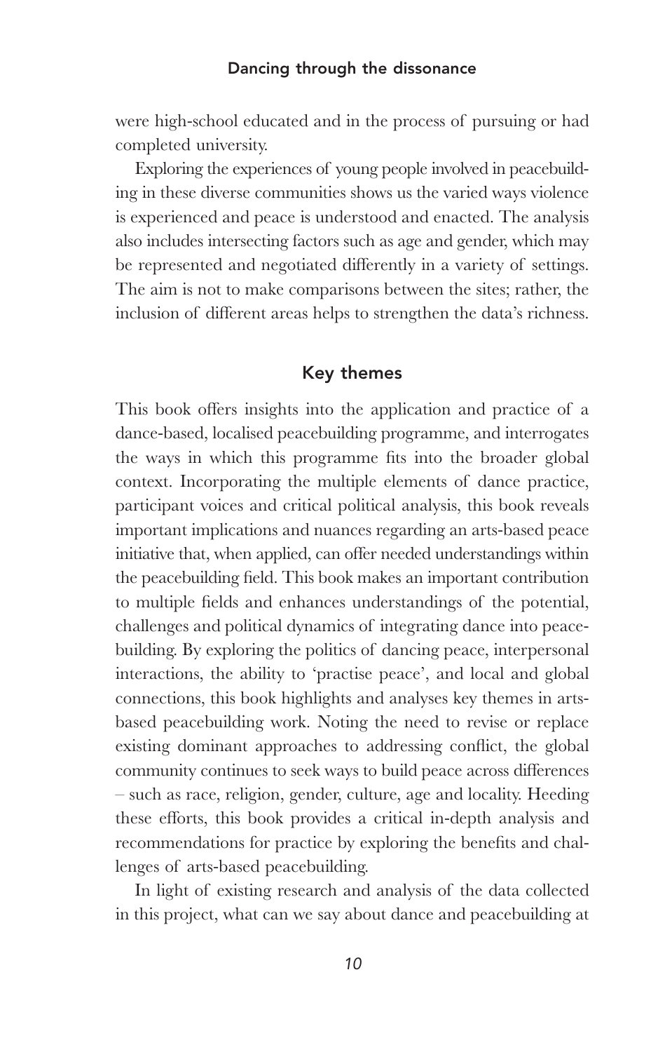were high-school educated and in the process of pursuing or had completed university.

Exploring the experiences of young people involved in peacebuilding in these diverse communities shows us the varied ways violence is experienced and peace is understood and enacted. The analysis also includes intersecting factors such as age and gender, which may be represented and negotiated differently in a variety of settings. The aim is not to make comparisons between the sites; rather, the inclusion of different areas helps to strengthen the data's richness.

## Key themes

This book offers insights into the application and practice of a dance-based, localised peacebuilding programme, and interrogates the ways in which this programme fits into the broader global context. Incorporating the multiple elements of dance practice, participant voices and critical political analysis, this book reveals important implications and nuances regarding an arts-based peace initiative that, when applied, can offer needed understandings within the peacebuilding field. This book makes an important contribution to multiple fields and enhances understandings of the potential, challenges and political dynamics of integrating dance into peacebuilding. By exploring the politics of dancing peace, interpersonal interactions, the ability to 'practise peace', and local and global connections, this book highlights and analyses key themes in arts-based peacebuilding work. Noting the need to revise or replace existing dominant approaches to addressing conflict, the global community continues to seek ways to build peace across differences – such as race, religion, gender, culture, age and locality. Heeding these efforts, this book provides a critical in-depth analysis and recommendations for practice by exploring the benefits and challenges of arts-based peacebuilding.

In light of existing research and analysis of the data collected in this project, what can we say about dance and peacebuilding at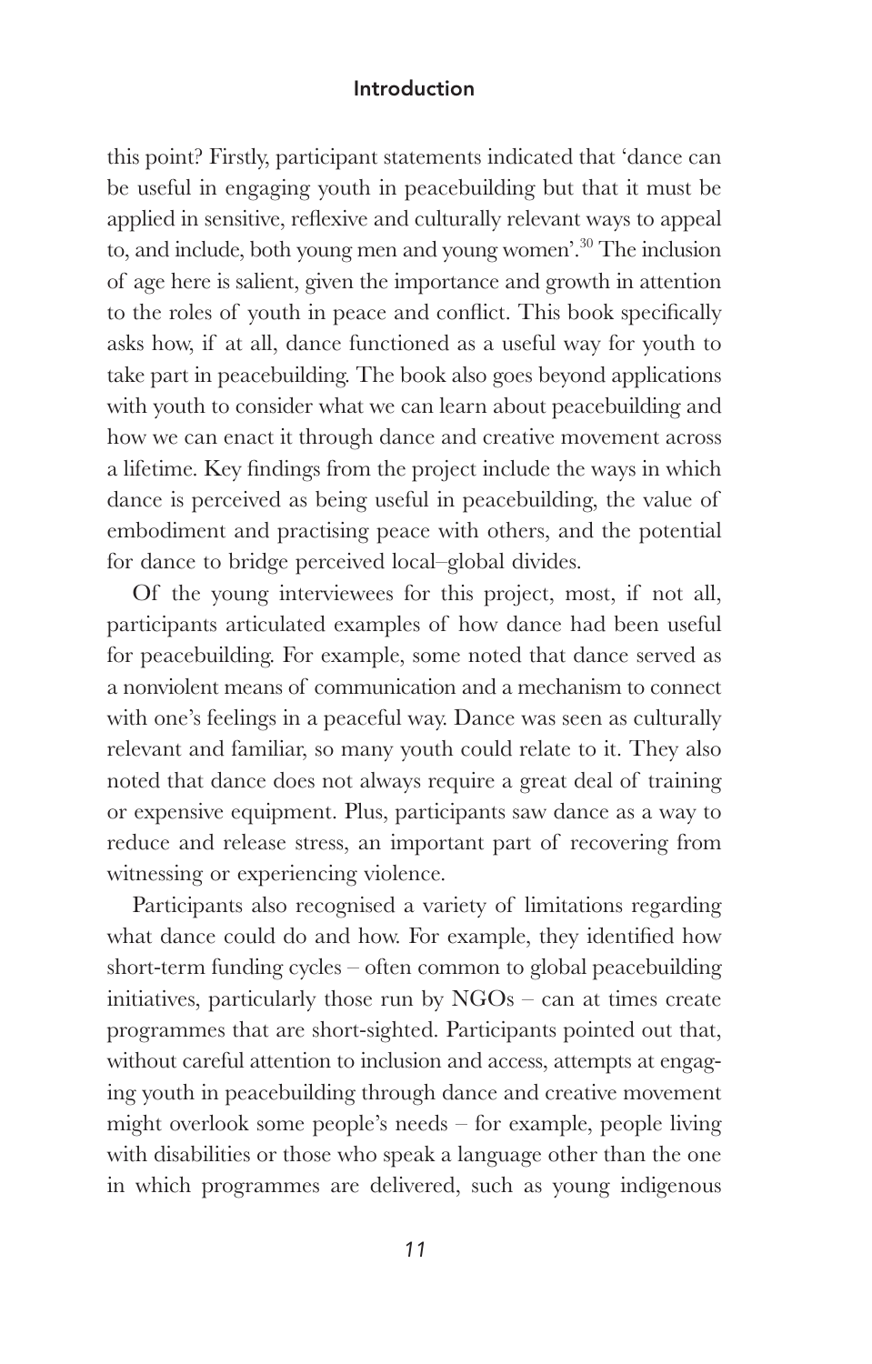this point? Firstly, participant statements indicated that 'dance can be useful in engaging youth in peacebuilding but that it must be applied in sensitive, reflexive and culturally relevant ways to appeal to, and include, both young men and young women'.[30] The inclusion of age here is salient, given the importance and growth in attention to the roles of youth in peace and conflict. This book specifically asks how, if at all, dance functioned as a useful way for youth to take part in peacebuilding. The book also goes beyond applications with youth to consider what we can learn about peacebuilding and how we can enact it through dance and creative movement across a lifetime. Key findings from the project include the ways in which dance is perceived as being useful in peacebuilding, the value of embodiment and practising peace with others, and the potential for dance to bridge perceived local–global divides.

Of the young interviewees for this project, most, if not all, participants articulated examples of how dance had been useful for peacebuilding. For example, some noted that dance served as a nonviolent means of communication and a mechanism to connect with one's feelings in a peaceful way. Dance was seen as culturally relevant and familiar, so many youth could relate to it. They also noted that dance does not always require a great deal of training or expensive equipment. Plus, participants saw dance as a way to reduce and release stress, an important part of recovering from witnessing or experiencing violence.

Participants also recognised a variety of limitations regarding what dance could do and how. For example, they identified how short-term funding cycles – often common to global peacebuilding initiatives, particularly those run by NGOs – can at times create programmes that are short-sighted. Participants pointed out that, without careful attention to inclusion and access, attempts at engaging youth in peacebuilding through dance and creative movement might overlook some people's needs – for example, people living with disabilities or those who speak a language other than the one in which programmes are delivered, such as young indigenous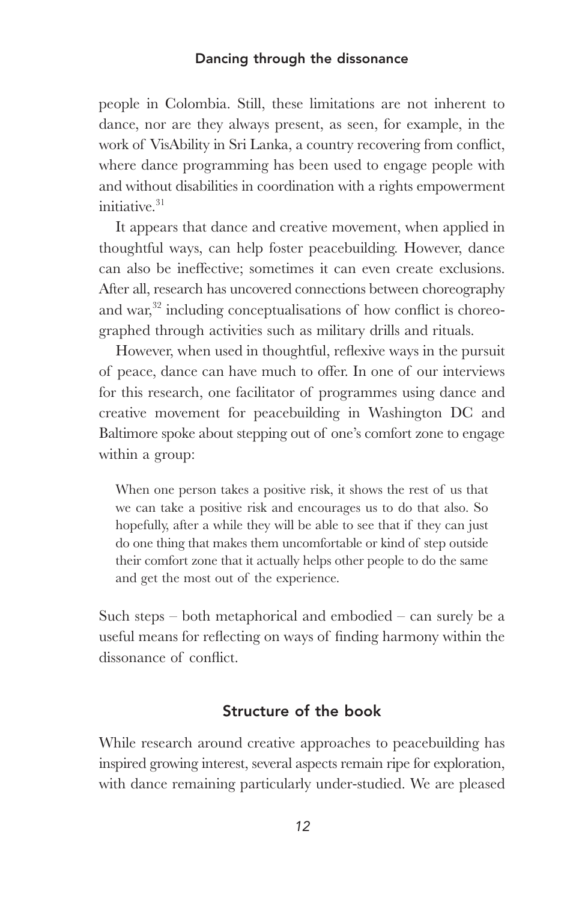people in Colombia. Still, these limitations are not inherent to dance, nor are they always present, as seen, for example, in the work of VisAbility in Sri Lanka, a country recovering from conflict, where dance programming has been used to engage people with and without disabilities in coordination with a rights empowerment initiative.[31]

It appears that dance and creative movement, when applied in thoughtful ways, can help foster peacebuilding. However, dance can also be ineffective; sometimes it can even create exclusions. After all, research has uncovered connections between choreography and war,[32] including conceptualisations of how conflict is choreographed through activities such as military drills and rituals.

However, when used in thoughtful, reflexive ways in the pursuit of peace, dance can have much to offer. In one of our interviews for this research, one facilitator of programmes using dance and creative movement for peacebuilding in Washington DC and Baltimore spoke about stepping out of one's comfort zone to engage within a group:

> When one person takes a positive risk, it shows the rest of us that we can take a positive risk and encourages us to do that also. So hopefully, after a while they will be able to see that if they can just do one thing that makes them uncomfortable or kind of step outside their comfort zone that it actually helps other people to do the same and get the most out of the experience.

Such steps – both metaphorical and embodied – can surely be a useful means for reflecting on ways of finding harmony within the dissonance of conflict.

## Structure of the book

While research around creative approaches to peacebuilding has inspired growing interest, several aspects remain ripe for exploration, with dance remaining particularly under-studied. We are pleased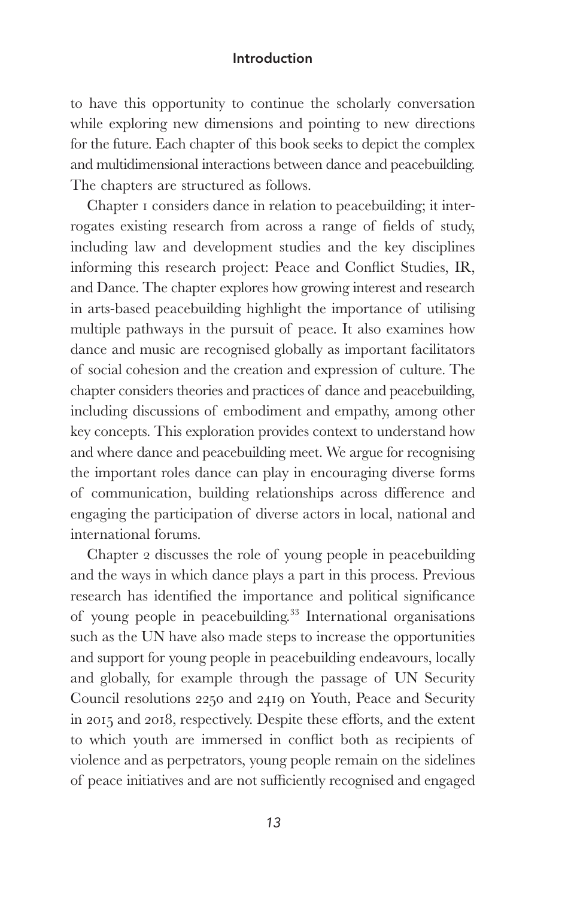to have this opportunity to continue the scholarly conversation while exploring new dimensions and pointing to new directions for the future. Each chapter of this book seeks to depict the complex and multidimensional interactions between dance and peacebuilding. The chapters are structured as follows.

Chapter 1 considers dance in relation to peacebuilding; it interrogates existing research from across a range of fields of study, including law and development studies and the key disciplines informing this research project: Peace and Conflict Studies, IR, and Dance. The chapter explores how growing interest and research in arts-based peacebuilding highlight the importance of utilising multiple pathways in the pursuit of peace. It also examines how dance and music are recognised globally as important facilitators of social cohesion and the creation and expression of culture. The chapter considers theories and practices of dance and peacebuilding, including discussions of embodiment and empathy, among other key concepts. This exploration provides context to understand how and where dance and peacebuilding meet. We argue for recognising the important roles dance can play in encouraging diverse forms of communication, building relationships across difference and engaging the participation of diverse actors in local, national and international forums.

Chapter 2 discusses the role of young people in peacebuilding and the ways in which dance plays a part in this process. Previous research has identified the importance and political significance of young people in peacebuilding.[33] International organisations such as the UN have also made steps to increase the opportunities and support for young people in peacebuilding endeavours, locally and globally, for example through the passage of UN Security Council resolutions 2250 and 2419 on Youth, Peace and Security in 2015 and 2018, respectively. Despite these efforts, and the extent to which youth are immersed in conflict both as recipients of violence and as perpetrators, young people remain on the sidelines of peace initiatives and are not sufficiently recognised and engaged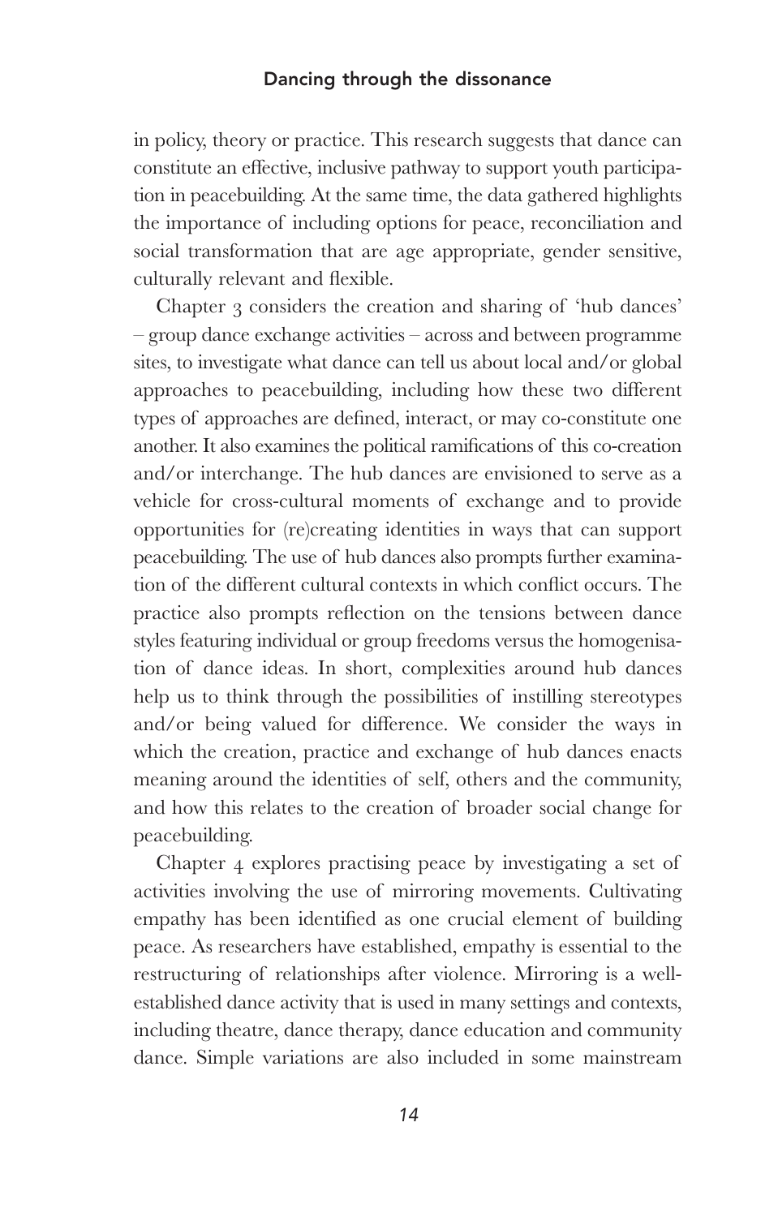in policy, theory or practice. This research suggests that dance can constitute an effective, inclusive pathway to support youth participation in peacebuilding. At the same time, the data gathered highlights the importance of including options for peace, reconciliation and social transformation that are age appropriate, gender sensitive, culturally relevant and flexible.

Chapter 3 considers the creation and sharing of 'hub dances' – group dance exchange activities – across and between programme sites, to investigate what dance can tell us about local and/or global approaches to peacebuilding, including how these two different types of approaches are defined, interact, or may co-constitute one another. It also examines the political ramifications of this co-creation and/or interchange. The hub dances are envisioned to serve as a vehicle for cross-cultural moments of exchange and to provide opportunities for (re)creating identities in ways that can support peacebuilding. The use of hub dances also prompts further examination of the different cultural contexts in which conflict occurs. The practice also prompts reflection on the tensions between dance styles featuring individual or group freedoms versus the homogenisation of dance ideas. In short, complexities around hub dances help us to think through the possibilities of instilling stereotypes and/or being valued for difference. We consider the ways in which the creation, practice and exchange of hub dances enacts meaning around the identities of self, others and the community, and how this relates to the creation of broader social change for peacebuilding.

Chapter 4 explores practising peace by investigating a set of activities involving the use of mirroring movements. Cultivating empathy has been identified as one crucial element of building peace. As researchers have established, empathy is essential to the restructuring of relationships after violence. Mirroring is a well-established dance activity that is used in many settings and contexts, including theatre, dance therapy, dance education and community dance. Simple variations are also included in some mainstream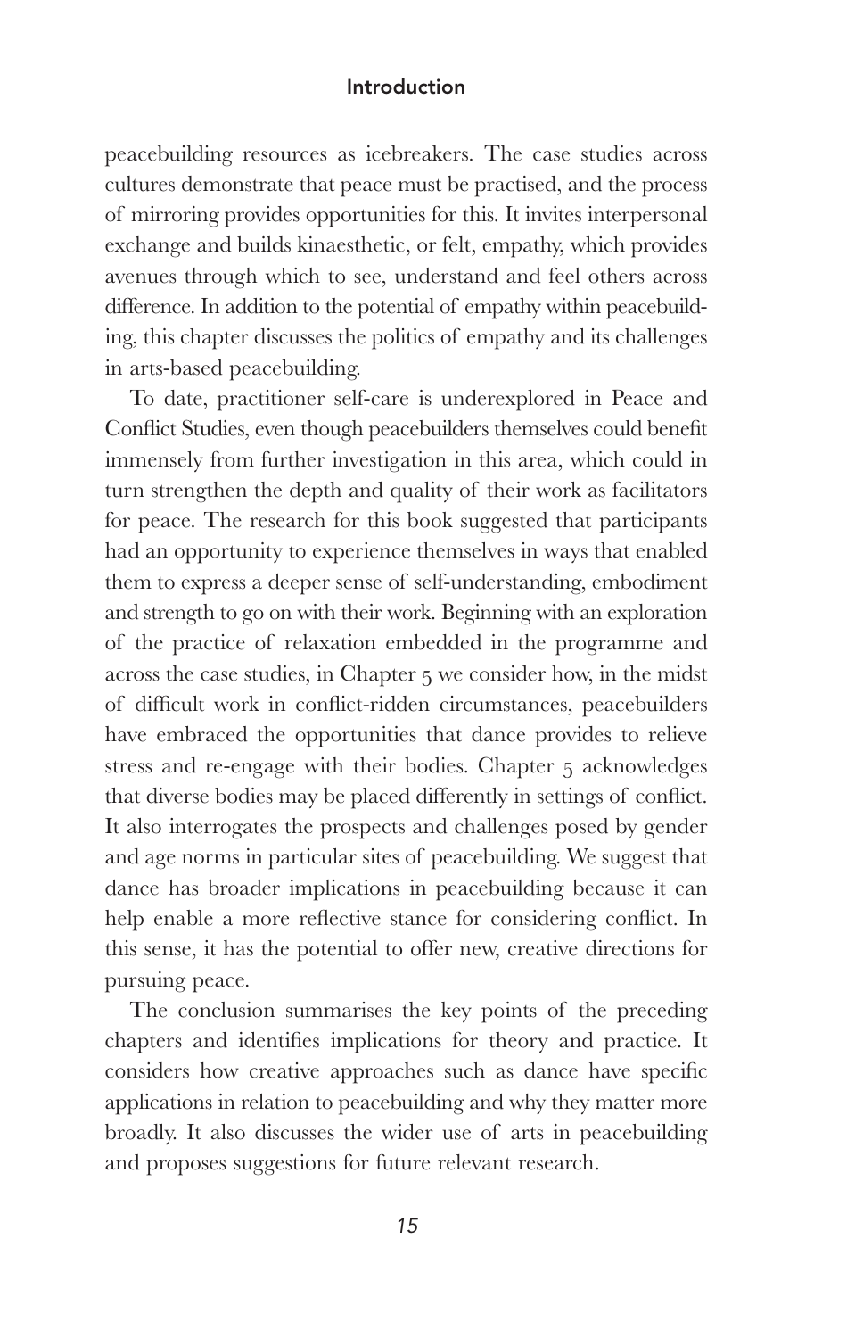peacebuilding resources as icebreakers. The case studies across cultures demonstrate that peace must be practised, and the process of mirroring provides opportunities for this. It invites interpersonal exchange and builds kinaesthetic, or felt, empathy, which provides avenues through which to see, understand and feel others across difference. In addition to the potential of empathy within peacebuilding, this chapter discusses the politics of empathy and its challenges in arts-based peacebuilding.

To date, practitioner self-care is underexplored in Peace and Conflict Studies, even though peacebuilders themselves could benefit immensely from further investigation in this area, which could in turn strengthen the depth and quality of their work as facilitators for peace. The research for this book suggested that participants had an opportunity to experience themselves in ways that enabled them to express a deeper sense of self-understanding, embodiment and strength to go on with their work. Beginning with an exploration of the practice of relaxation embedded in the programme and across the case studies, in Chapter 5 we consider how, in the midst of difficult work in conflict-ridden circumstances, peacebuilders have embraced the opportunities that dance provides to relieve stress and re-engage with their bodies. Chapter 5 acknowledges that diverse bodies may be placed differently in settings of conflict. It also interrogates the prospects and challenges posed by gender and age norms in particular sites of peacebuilding. We suggest that dance has broader implications in peacebuilding because it can help enable a more reflective stance for considering conflict. In this sense, it has the potential to offer new, creative directions for pursuing peace.

The conclusion summarises the key points of the preceding chapters and identifies implications for theory and practice. It considers how creative approaches such as dance have specific applications in relation to peacebuilding and why they matter more broadly. It also discusses the wider use of arts in peacebuilding and proposes suggestions for future relevant research.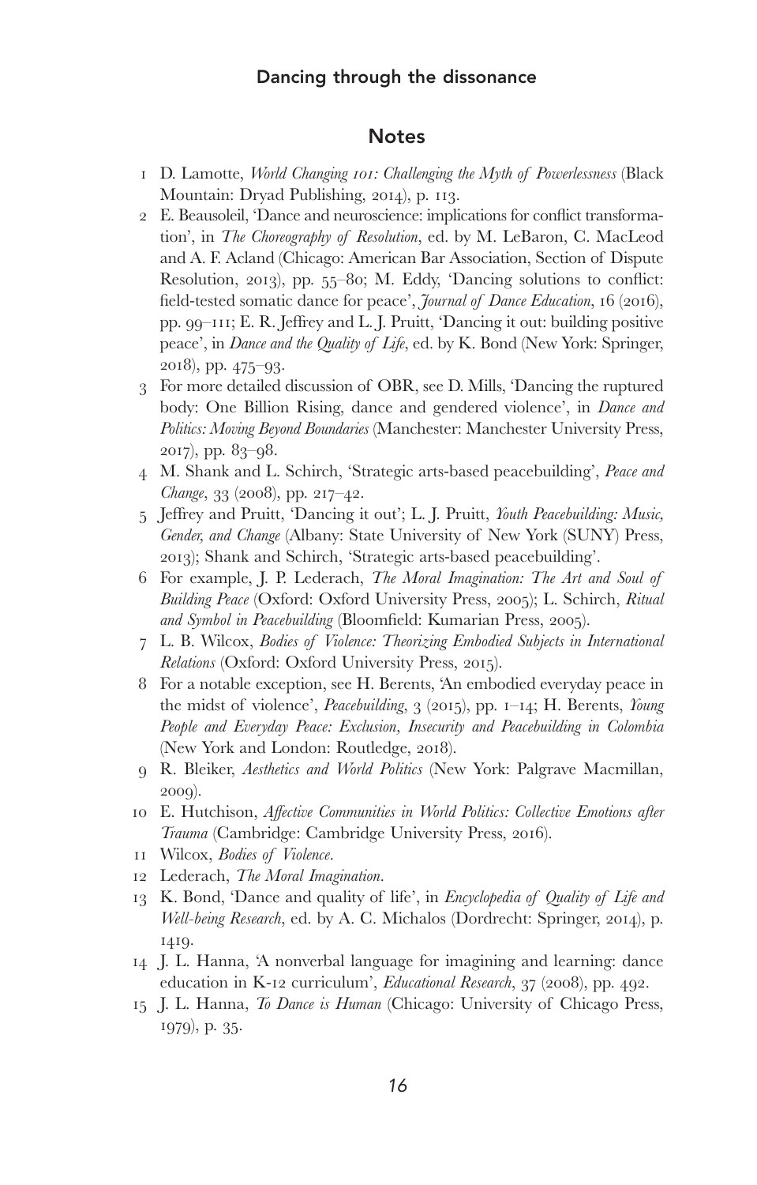## Notes

1. D. Lamotte, *World Changing 101: Challenging the Myth of Powerlessness* (Black Mountain: Dryad Publishing, 2014), p. 113.
2. E. Beausoleil, 'Dance and neuroscience: implications for conflict transformation', in *The Choreography of Resolution*, ed. by M. LeBaron, C. MacLeod and A. F. Acland (Chicago: American Bar Association, Section of Dispute Resolution, 2013), pp. 55–80; M. Eddy, 'Dancing solutions to conflict: field-tested somatic dance for peace', *Journal of Dance Education*, 16 (2016), pp. 99–111; E. R. Jeffrey and L. J. Pruitt, 'Dancing it out: building positive peace', in *Dance and the Quality of Life*, ed. by K. Bond (New York: Springer, 2018), pp. 475–93.
3. For more detailed discussion of OBR, see D. Mills, 'Dancing the ruptured body: One Billion Rising, dance and gendered violence', in *Dance and Politics: Moving Beyond Boundaries* (Manchester: Manchester University Press, 2017), pp. 83–98.
4. M. Shank and L. Schirch, 'Strategic arts-based peacebuilding', *Peace and Change*, 33 (2008), pp. 217–42.
5. Jeffrey and Pruitt, 'Dancing it out'; L. J. Pruitt, *Youth Peacebuilding: Music, Gender, and Change* (Albany: State University of New York (SUNY) Press, 2013); Shank and Schirch, 'Strategic arts-based peacebuilding'.
6. For example, J. P. Lederach, *The Moral Imagination: The Art and Soul of Building Peace* (Oxford: Oxford University Press, 2005); L. Schirch, *Ritual and Symbol in Peacebuilding* (Bloomfield: Kumarian Press, 2005).
7. L. B. Wilcox, *Bodies of Violence: Theorizing Embodied Subjects in International Relations* (Oxford: Oxford University Press, 2015).
8. For a notable exception, see H. Berents, 'An embodied everyday peace in the midst of violence', *Peacebuilding*, 3 (2015), pp. 1–14; H. Berents, *Young People and Everyday Peace: Exclusion, Insecurity and Peacebuilding in Colombia* (New York and London: Routledge, 2018).
9. R. Bleiker, *Aesthetics and World Politics* (New York: Palgrave Macmillan, 2009).
10. E. Hutchison, *Affective Communities in World Politics: Collective Emotions after Trauma* (Cambridge: Cambridge University Press, 2016).
11. Wilcox, *Bodies of Violence*.
12. Lederach, *The Moral Imagination*.
13. K. Bond, 'Dance and quality of life', in *Encyclopedia of Quality of Life and Well-being Research*, ed. by A. C. Michalos (Dordrecht: Springer, 2014), p. 1419.
14. J. L. Hanna, 'A nonverbal language for imagining and learning: dance education in K-12 curriculum', *Educational Research*, 37 (2008), pp. 492.
15. J. L. Hanna, *To Dance is Human* (Chicago: University of Chicago Press, 1979), p. 35.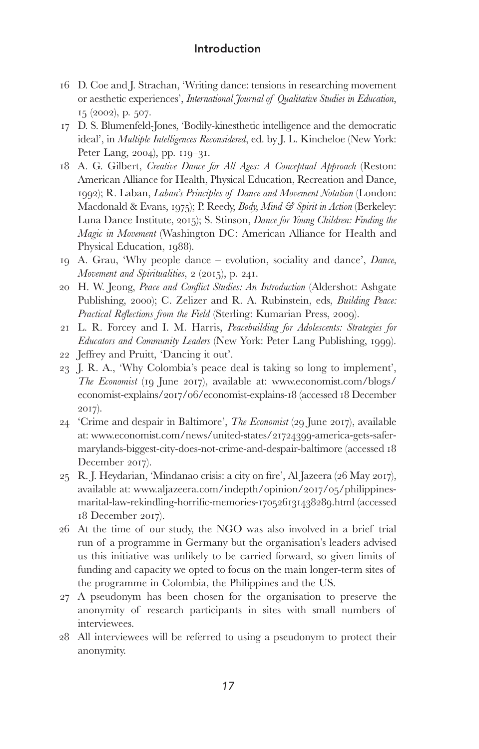16 D. Coe and J. Strachan, 'Writing dance: tensions in researching movement or aesthetic experiences', *International Journal of Qualitative Studies in Education*, 15 (2002), p. 507.

17 D. S. Blumenfeld-Jones, 'Bodily-kinesthetic intelligence and the democratic ideal', in *Multiple Intelligences Reconsidered*, ed. by J. L. Kincheloe (New York: Peter Lang, 2004), pp. 119–31.

18 A. G. Gilbert, *Creative Dance for All Ages: A Conceptual Approach* (Reston: American Alliance for Health, Physical Education, Recreation and Dance, 1992); R. Laban, *Laban's Principles of Dance and Movement Notation* (London: Macdonald & Evans, 1975); P. Reedy, *Body, Mind & Spirit in Action* (Berkeley: Luna Dance Institute, 2015); S. Stinson, *Dance for Young Children: Finding the Magic in Movement* (Washington DC: American Alliance for Health and Physical Education, 1988).

19 A. Grau, 'Why people dance – evolution, sociality and dance', *Dance, Movement and Spiritualities*, 2 (2015), p. 241.

20 H. W. Jeong, *Peace and Conflict Studies: An Introduction* (Aldershot: Ashgate Publishing, 2000); C. Zelizer and R. A. Rubinstein, eds, *Building Peace: Practical Reflections from the Field* (Sterling: Kumarian Press, 2009).

21 L. R. Forcey and I. M. Harris, *Peacebuilding for Adolescents: Strategies for Educators and Community Leaders* (New York: Peter Lang Publishing, 1999).

22 Jeffrey and Pruitt, 'Dancing it out'.

23 J. R. A., 'Why Colombia's peace deal is taking so long to implement', *The Economist* (19 June 2017), available at: www.economist.com/blogs/economist-explains/2017/06/economist-explains-18 (accessed 18 December 2017).

24 'Crime and despair in Baltimore', *The Economist* (29 June 2017), available at: www.economist.com/news/united-states/21724399-america-gets-safer-marylands-biggest-city-does-not-crime-and-despair-baltimore (accessed 18 December 2017).

25 R. J. Heydarian, 'Mindanao crisis: a city on fire', Al Jazeera (26 May 2017), available at: www.aljazeera.com/indepth/opinion/2017/05/philippines-marital-law-rekindling-horrific-memories-170526131438289.html (accessed 18 December 2017).

26 At the time of our study, the NGO was also involved in a brief trial run of a programme in Germany but the organisation's leaders advised us this initiative was unlikely to be carried forward, so given limits of funding and capacity we opted to focus on the main longer-term sites of the programme in Colombia, the Philippines and the US.

27 A pseudonym has been chosen for the organisation to preserve the anonymity of research participants in sites with small numbers of interviewees.

28 All interviewees will be referred to using a pseudonym to protect their anonymity.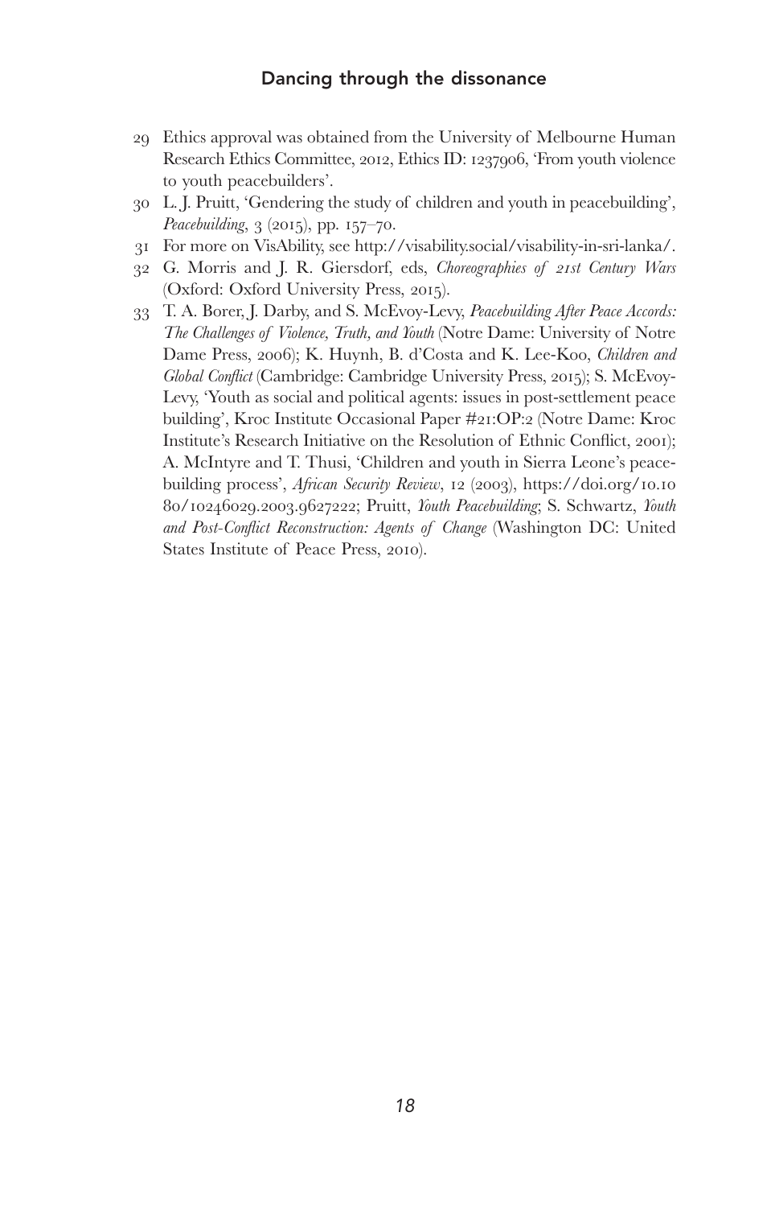29 Ethics approval was obtained from the University of Melbourne Human Research Ethics Committee, 2012, Ethics ID: 1237906, 'From youth violence to youth peacebuilders'.

30 L. J. Pruitt, 'Gendering the study of children and youth in peacebuilding', *Peacebuilding*, 3 (2015), pp. 157–70.

31 For more on VisAbility, see http://visability.social/visability-in-sri-lanka/.

32 G. Morris and J. R. Giersdorf, eds, *Choreographies of 21st Century Wars* (Oxford: Oxford University Press, 2015).

33 T. A. Borer, J. Darby, and S. McEvoy-Levy, *Peacebuilding After Peace Accords: The Challenges of Violence, Truth, and Youth* (Notre Dame: University of Notre Dame Press, 2006); K. Huynh, B. d'Costa and K. Lee-Koo, *Children and Global Conflict* (Cambridge: Cambridge University Press, 2015); S. McEvoy-Levy, 'Youth as social and political agents: issues in post-settlement peace building', Kroc Institute Occasional Paper #21:OP:2 (Notre Dame: Kroc Institute's Research Initiative on the Resolution of Ethnic Conflict, 2001); A. McIntyre and T. Thusi, 'Children and youth in Sierra Leone's peacebuilding process', *African Security Review*, 12 (2003), https://doi.org/10.1080/10246029.2003.9627222; Pruitt, *Youth Peacebuilding*; S. Schwartz, *Youth and Post-Conflict Reconstruction: Agents of Change* (Washington DC: United States Institute of Peace Press, 2010).